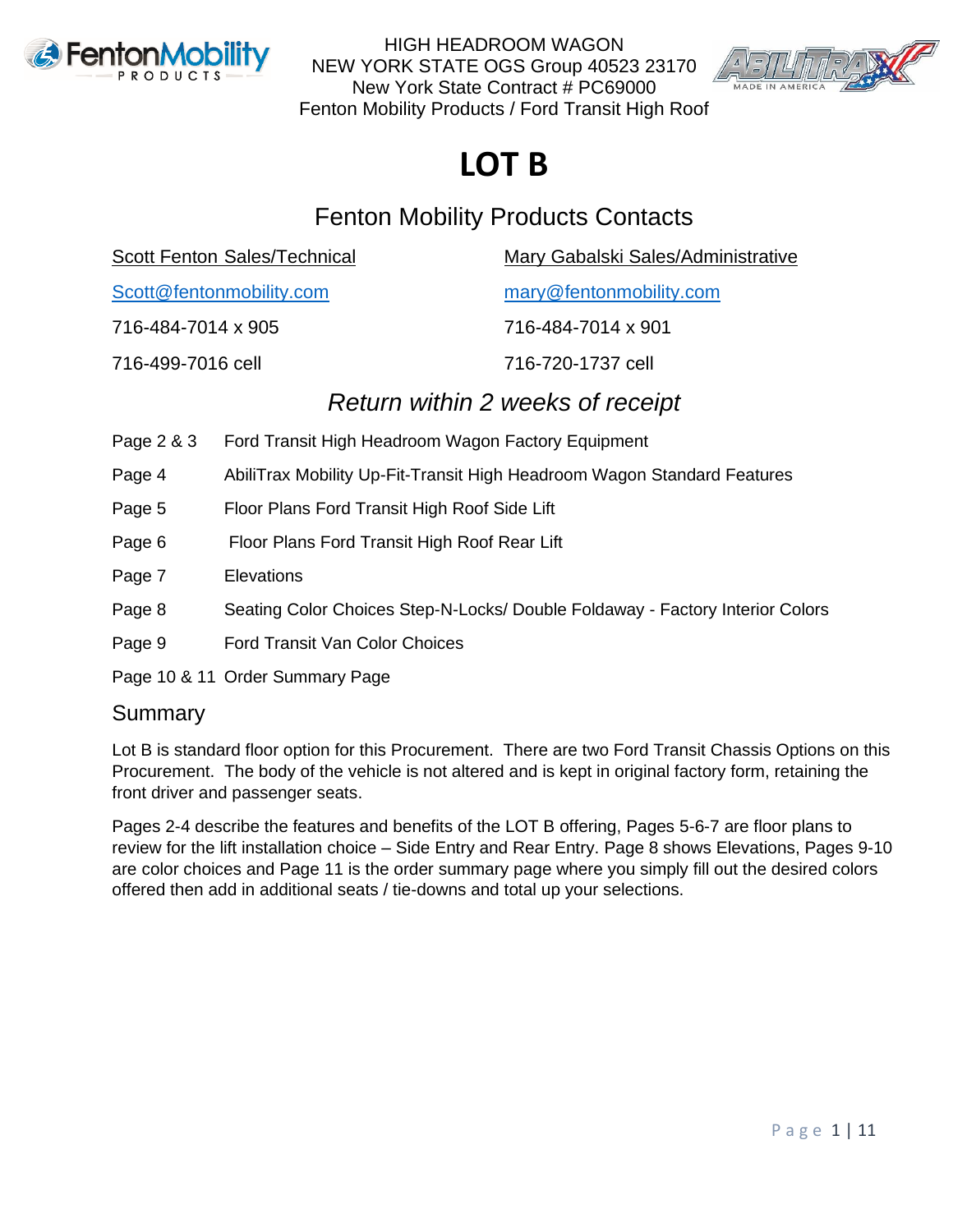HIGH HEADROOM WAGON
NEW YORK STATE OGS Group 40523 23170
New York State Contract # PC69000
Fenton Mobility Products / Ford Transit High Roof

# LOT B

## Fenton Mobility Products Contacts

| Scott Fenton Sales/Technical | Mary Gabalski Sales/Administrative |
|---|---|
| Scott@fentonmobility.com | mary@fentonmobility.com |
| 716-484-7014 x 905 | 716-484-7014 x 901 |
| 716-499-7016 cell | 716-720-1737 cell |

## *Return within 2 weeks of receipt*

| | |
|---|---|
| Page 2 & 3 | Ford Transit High Headroom Wagon Factory Equipment |
| Page 4 | AbiliTrax Mobility Up-Fit-Transit High Headroom Wagon Standard Features |
| Page 5 | Floor Plans Ford Transit High Roof Side Lift |
| Page 6 | Floor Plans Ford Transit High Roof Rear Lift |
| Page 7 | Elevations |
| Page 8 | Seating Color Choices Step-N-Locks/ Double Foldaway - Factory Interior Colors |
| Page 9 | Ford Transit Van Color Choices |
| Page 10 & 11 | Order Summary Page |

## Summary

Lot B is standard floor option for this Procurement. There are two Ford Transit Chassis Options on this Procurement. The body of the vehicle is not altered and is kept in original factory form, retaining the front driver and passenger seats.

Pages 2-4 describe the features and benefits of the LOT B offering, Pages 5-6-7 are floor plans to review for the lift installation choice – Side Entry and Rear Entry. Page 8 shows Elevations, Pages 9-10 are color choices and Page 11 is the order summary page where you simply fill out the desired colors offered then add in additional seats / tie-downs and total up your selections.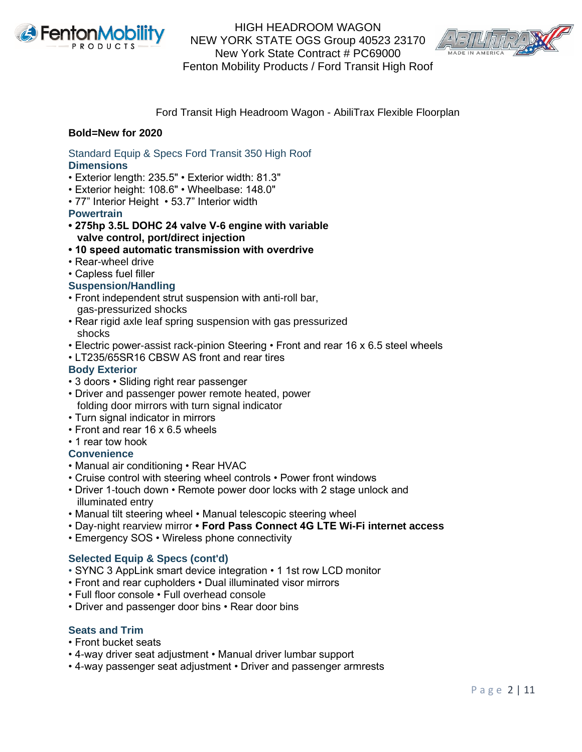HIGH HEADROOM WAGON
NEW YORK STATE OGS Group 40523 23170
New York State Contract # PC69000
Fenton Mobility Products / Ford Transit High Roof

Ford Transit High Headroom Wagon - AbiliTrax Flexible Floorplan

**Bold=New for 2020**

### Standard Equip & Specs Ford Transit 350 High Roof

#### Dimensions

- Exterior length: 235.5" • Exterior width: 81.3"
- Exterior height: 108.6" • Wheelbase: 148.0"
- 77" Interior Height • 53.7" Interior width

#### Powertrain

- **275hp 3.5L DOHC 24 valve V-6 engine with variable valve control, port/direct injection**
- **10 speed automatic transmission with overdrive**
- Rear-wheel drive
- Capless fuel filler

#### Suspension/Handling

- Front independent strut suspension with anti-roll bar, gas-pressurized shocks
- Rear rigid axle leaf spring suspension with gas pressurized shocks
- Electric power-assist rack-pinion Steering • Front and rear 16 x 6.5 steel wheels
- LT235/65SR16 CBSW AS front and rear tires

#### Body Exterior

- 3 doors • Sliding right rear passenger
- Driver and passenger power remote heated, power folding door mirrors with turn signal indicator
- Turn signal indicator in mirrors
- Front and rear 16 x 6.5 wheels
- 1 rear tow hook

#### Convenience

- Manual air conditioning • Rear HVAC
- Cruise control with steering wheel controls • Power front windows
- Driver 1-touch down • Remote power door locks with 2 stage unlock and illuminated entry
- Manual tilt steering wheel • Manual telescopic steering wheel
- Day-night rearview mirror **• Ford Pass Connect 4G LTE Wi-Fi internet access**
- Emergency SOS • Wireless phone connectivity

#### Selected Equip & Specs (cont'd)

- SYNC 3 AppLink smart device integration • 1 1st row LCD monitor
- Front and rear cupholders • Dual illuminated visor mirrors
- Full floor console • Full overhead console
- Driver and passenger door bins • Rear door bins

#### Seats and Trim

- Front bucket seats
- 4-way driver seat adjustment • Manual driver lumbar support
- 4-way passenger seat adjustment • Driver and passenger armrests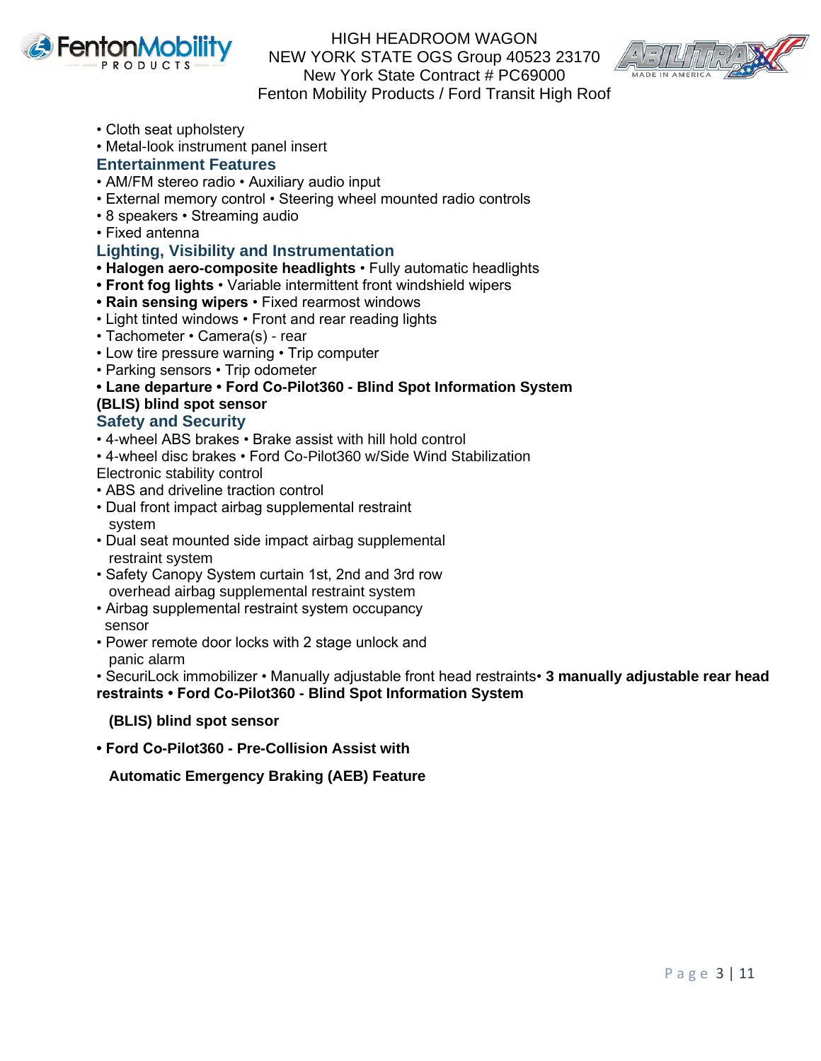• Cloth seat upholstery
• Metal-look instrument panel insert

### Entertainment Features

• AM/FM stereo radio • Auxiliary audio input
• External memory control • Steering wheel mounted radio controls
• 8 speakers • Streaming audio
• Fixed antenna

### Lighting, Visibility and Instrumentation

**• Halogen aero-composite headlights** • Fully automatic headlights
**• Front fog lights** • Variable intermittent front windshield wipers
**• Rain sensing wipers** • Fixed rearmost windows
• Light tinted windows • Front and rear reading lights
• Tachometer • Camera(s) - rear
• Low tire pressure warning • Trip computer
• Parking sensors • Trip odometer
**• Lane departure • Ford Co-Pilot360 - Blind Spot Information System (BLIS) blind spot sensor**

### Safety and Security

• 4-wheel ABS brakes • Brake assist with hill hold control
• 4-wheel disc brakes • Ford Co-Pilot360 w/Side Wind Stabilization
Electronic stability control
• ABS and driveline traction control
• Dual front impact airbag supplemental restraint system
• Dual seat mounted side impact airbag supplemental restraint system
• Safety Canopy System curtain 1st, 2nd and 3rd row overhead airbag supplemental restraint system
• Airbag supplemental restraint system occupancy sensor
• Power remote door locks with 2 stage unlock and panic alarm
• SecuriLock immobilizer • Manually adjustable front head restraints**• 3 manually adjustable rear head restraints • Ford Co-Pilot360 - Blind Spot Information System**

**(BLIS) blind spot sensor**

**• Ford Co-Pilot360 - Pre-Collision Assist with**

**Automatic Emergency Braking (AEB) Feature**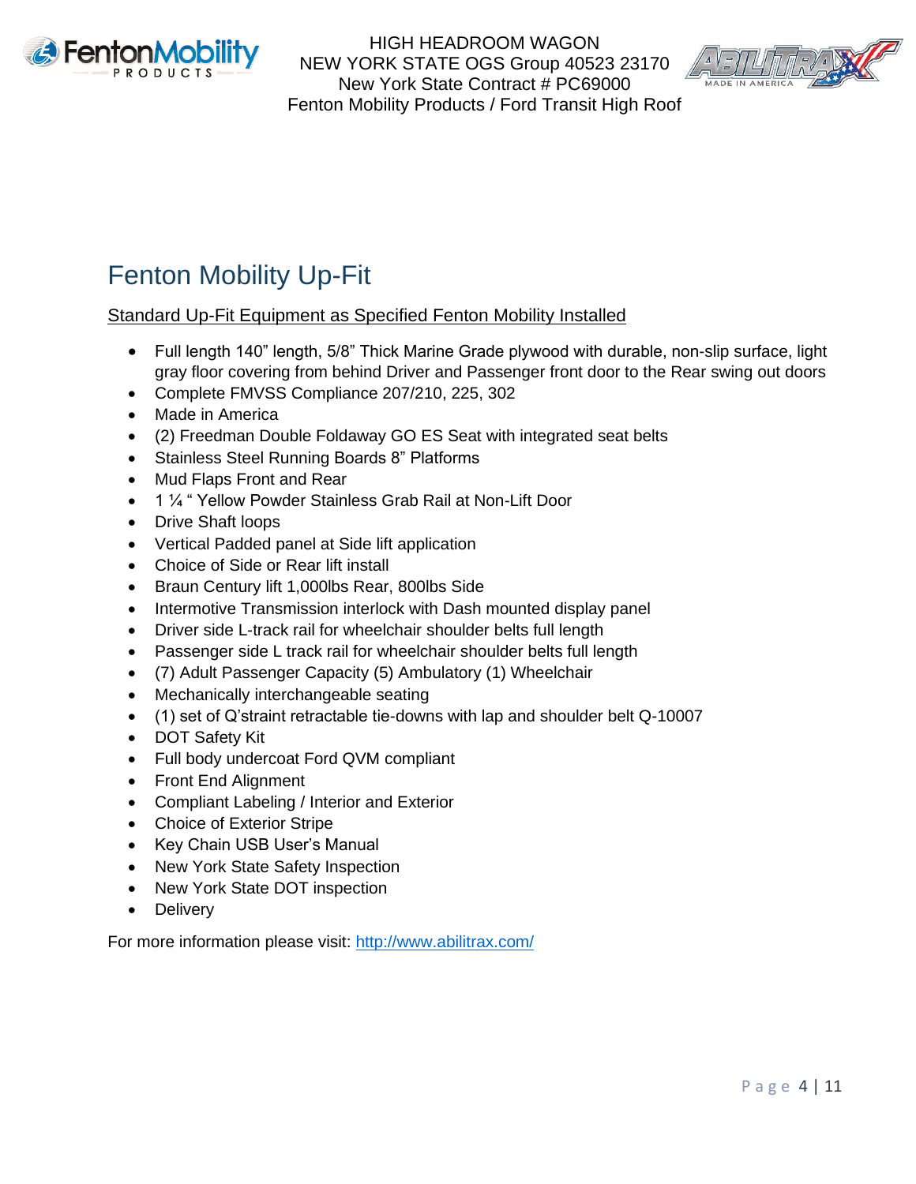# Fenton Mobility Up-Fit

Standard Up-Fit Equipment as Specified Fenton Mobility Installed

- Full length 140" length, 5/8" Thick Marine Grade plywood with durable, non-slip surface, light gray floor covering from behind Driver and Passenger front door to the Rear swing out doors
- Complete FMVSS Compliance 207/210, 225, 302
- Made in America
- (2) Freedman Double Foldaway GO ES Seat with integrated seat belts
- Stainless Steel Running Boards 8" Platforms
- Mud Flaps Front and Rear
- 1 ¼ " Yellow Powder Stainless Grab Rail at Non-Lift Door
- Drive Shaft loops
- Vertical Padded panel at Side lift application
- Choice of Side or Rear lift install
- Braun Century lift 1,000lbs Rear, 800lbs Side
- Intermotive Transmission interlock with Dash mounted display panel
- Driver side L-track rail for wheelchair shoulder belts full length
- Passenger side L track rail for wheelchair shoulder belts full length
- (7) Adult Passenger Capacity (5) Ambulatory (1) Wheelchair
- Mechanically interchangeable seating
- (1) set of Q'straint retractable tie-downs with lap and shoulder belt Q-10007
- DOT Safety Kit
- Full body undercoat Ford QVM compliant
- Front End Alignment
- Compliant Labeling / Interior and Exterior
- Choice of Exterior Stripe
- Key Chain USB User's Manual
- New York State Safety Inspection
- New York State DOT inspection
- Delivery

For more information please visit: http://www.abilitrax.com/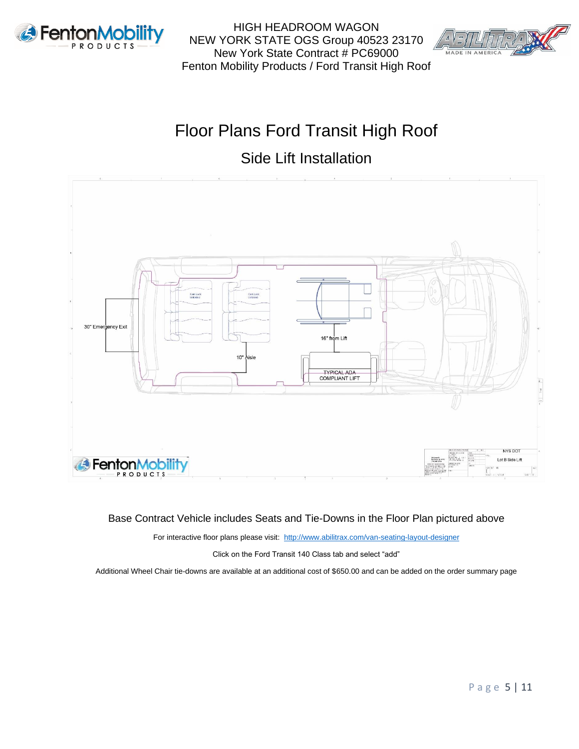# Floor Plans Ford Transit High Roof

## Side Lift Installation

30" Emergency Exit

10" Aisle

16" from Lift

TYPICAL ADA COMPLIANT LIFT

NYS DOT

Lot B Side Lift

Base Contract Vehicle includes Seats and Tie-Downs in the Floor Plan pictured above

For interactive floor plans please visit: [http://www.abilitrax.com/van-seating-layout-designer](http://www.abilitrax.com/van-seating-layout-designer)

Click on the Ford Transit 140 Class tab and select "add"

Additional Wheel Chair tie-downs are available at an additional cost of $650.00 and can be added on the order summary page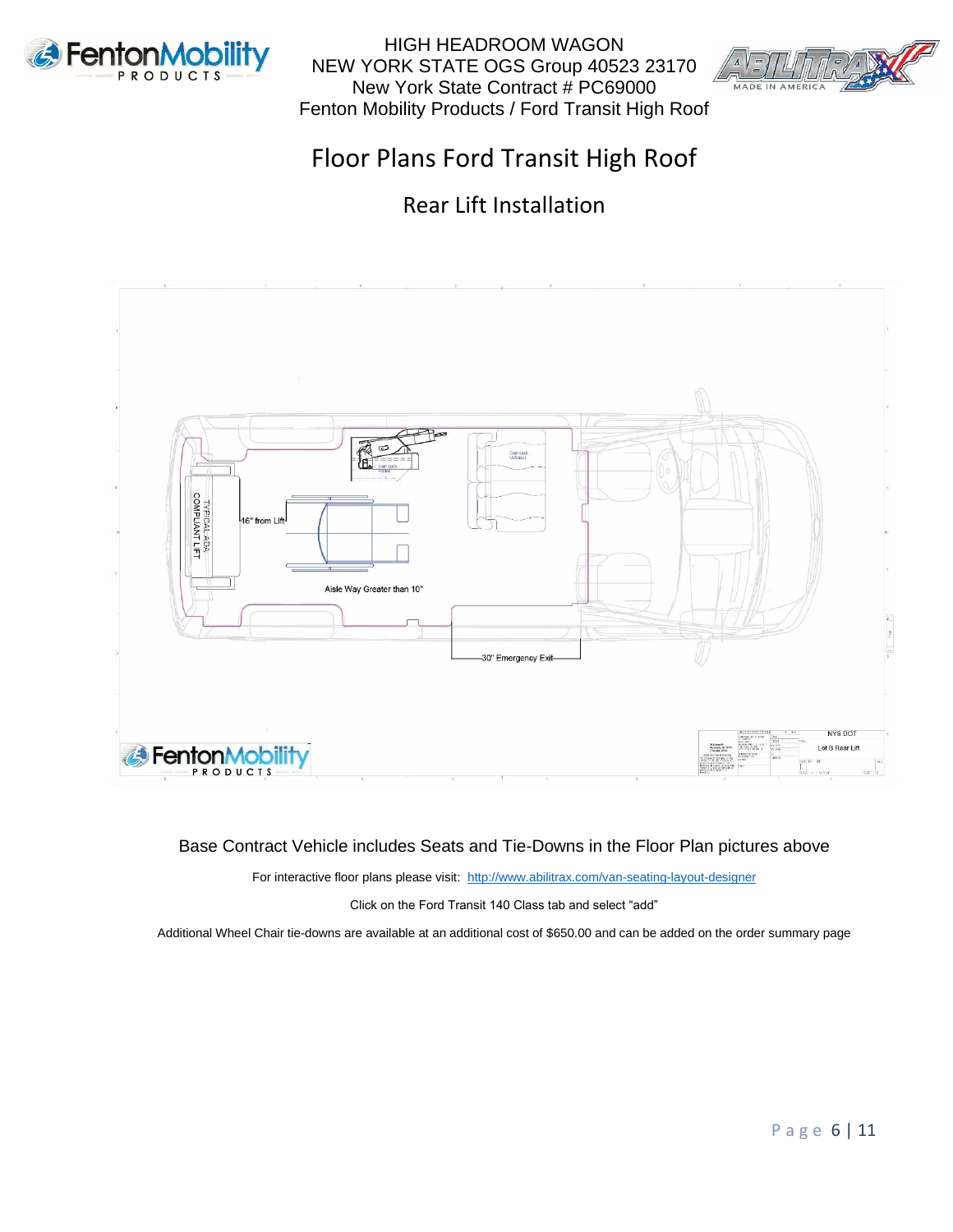HIGH HEADROOM WAGON
NEW YORK STATE OGS Group 40523 23170
New York State Contract # PC69000
Fenton Mobility Products / Ford Transit High Roof

# Floor Plans Ford Transit High Roof

## Rear Lift Installation

TYPICAL ADA COMPLIANT LIFT

16" from Lift

Aisle Way Greater than 10"

30" Emergency Exit

NYS DOT

Lot B Rear Lift

Base Contract Vehicle includes Seats and Tie-Downs in the Floor Plan pictures above

For interactive floor plans please visit: http://www.abilitrax.com/van-seating-layout-designer

Click on the Ford Transit 140 Class tab and select "add"

Additional Wheel Chair tie-downs are available at an additional cost of $650.00 and can be added on the order summary page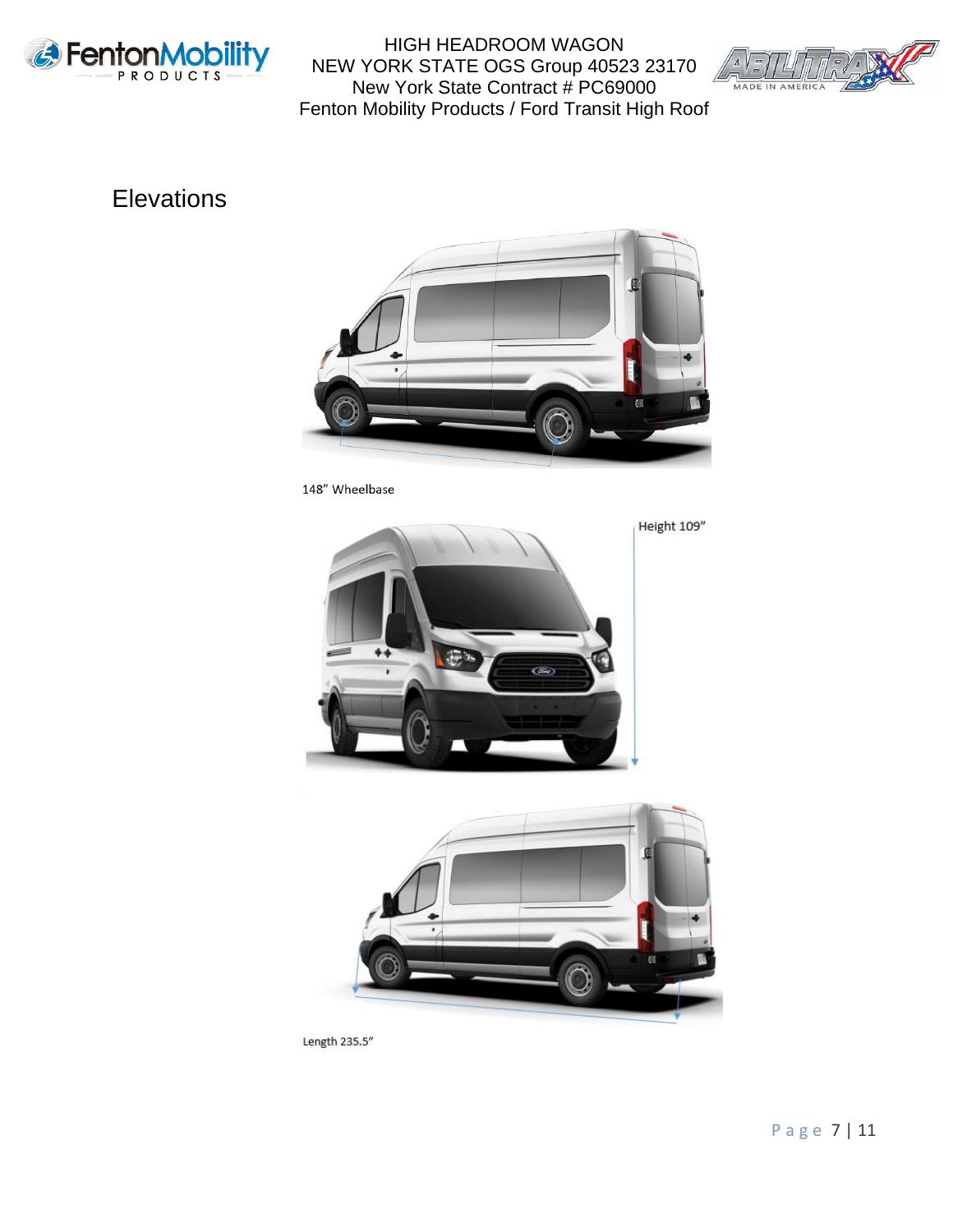# Elevations

148" Wheelbase

Height 109"

Length 235.5"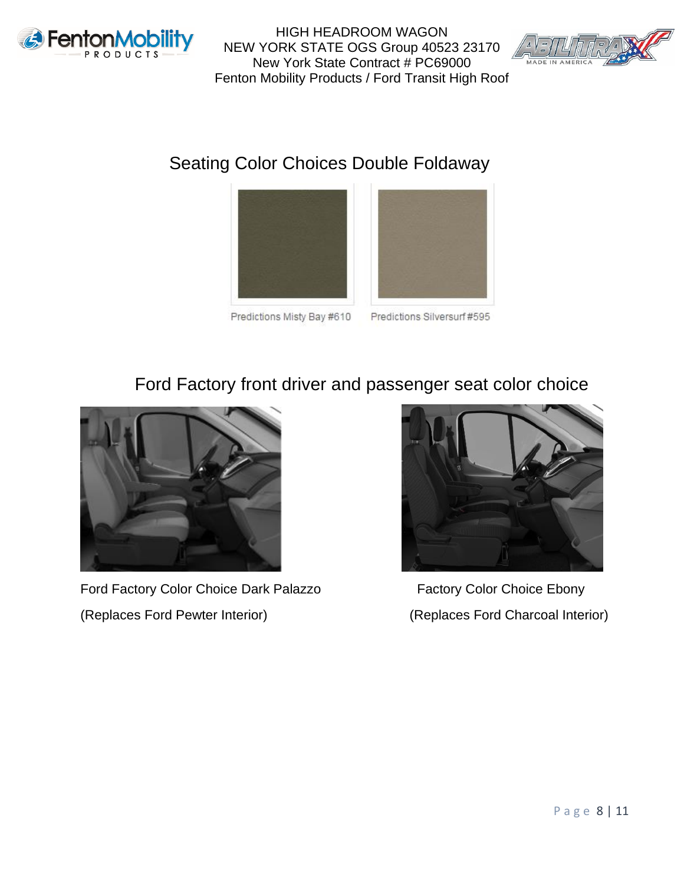## Seating Color Choices Double Foldaway

Predictions Misty Bay #610

Predictions Silversurf #595

## Ford Factory front driver and passenger seat color choice

Ford Factory Color Choice Dark Palazzo

(Replaces Ford Pewter Interior)

Factory Color Choice Ebony

(Replaces Ford Charcoal Interior)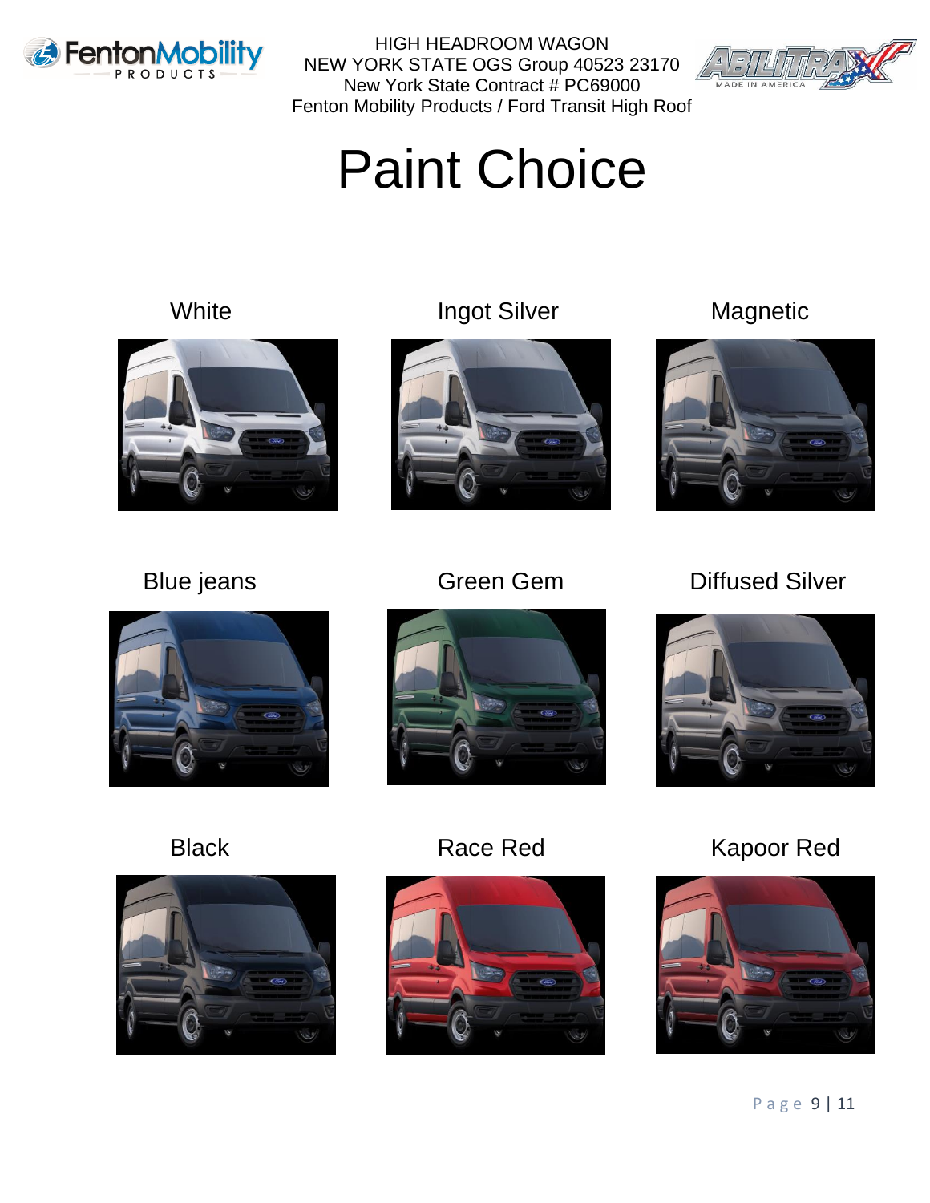HIGH HEADROOM WAGON
NEW YORK STATE OGS Group 40523 23170
New York State Contract # PC69000
Fenton Mobility Products / Ford Transit High Roof

# Paint Choice

White

Ingot Silver

Magnetic

Blue jeans

Green Gem

Diffused Silver

Black

Race Red

Kapoor Red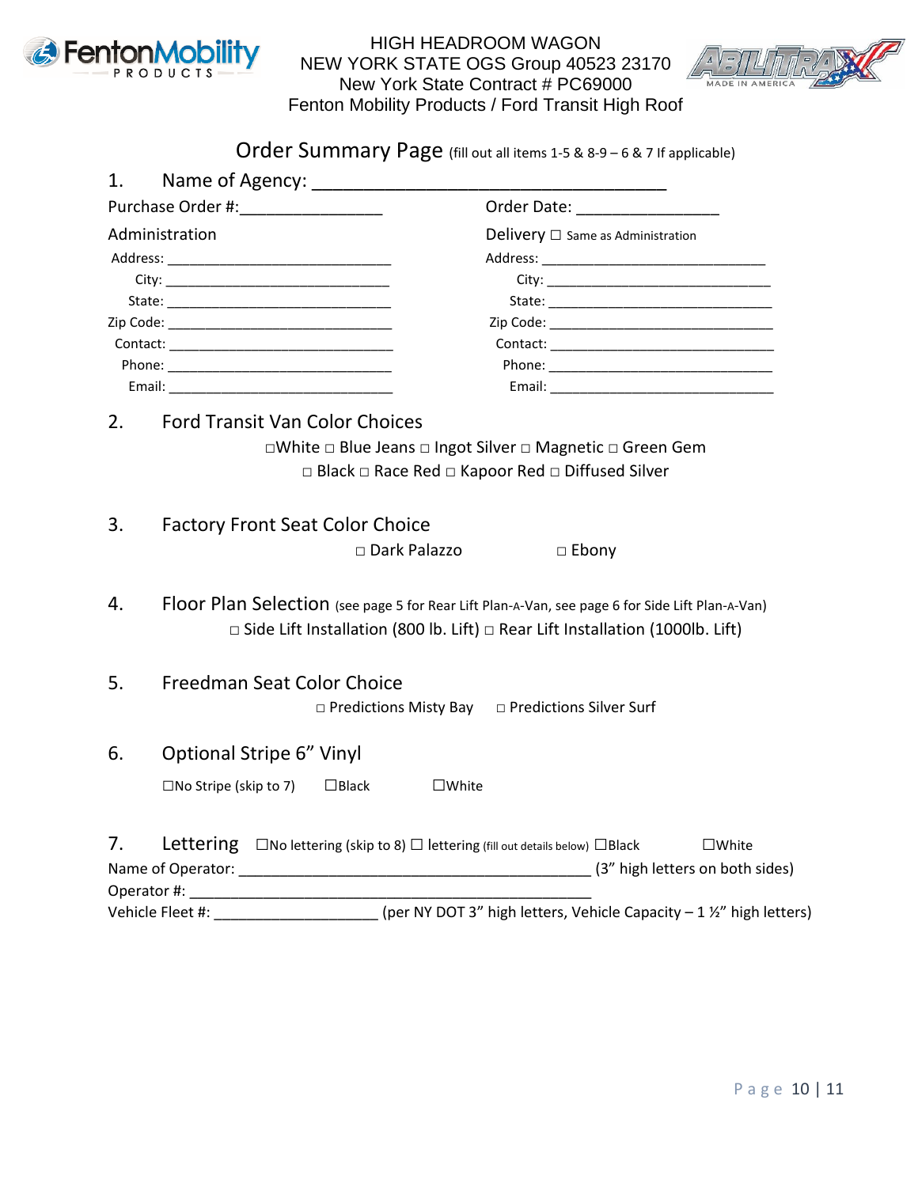HIGH HEADROOM WAGON
NEW YORK STATE OGS Group 40523 23170
New York State Contract # PC69000
Fenton Mobility Products / Ford Transit High Roof

## Order Summary Page (fill out all items 1-5 & 8-9 – 6 & 7 If applicable)

1. Name of Agency: ______________________________________

Purchase Order #:________________ Order Date: ________________

| Administration | Delivery ☐ Same as Administration |
|---|---|
| Address: ______________________________ | Address: ______________________________ |
| City: ______________________________ | City: ______________________________ |
| State: ______________________________ | State: ______________________________ |
| Zip Code: ______________________________ | Zip Code: ______________________________ |
| Contact: ______________________________ | Contact: ______________________________ |
| Phone: ______________________________ | Phone: ______________________________ |
| Email: ______________________________ | Email: ______________________________ |

2. Ford Transit Van Color Choices

☐White ☐ Blue Jeans ☐ Ingot Silver ☐ Magnetic ☐ Green Gem
☐ Black ☐ Race Red ☐ Kapoor Red ☐ Diffused Silver

3. Factory Front Seat Color Choice

☐ Dark Palazzo ☐ Ebony

4. Floor Plan Selection (see page 5 for Rear Lift Plan-A-Van, see page 6 for Side Lift Plan-A-Van)

☐ Side Lift Installation (800 lb. Lift) ☐ Rear Lift Installation (1000lb. Lift)

5. Freedman Seat Color Choice

☐ Predictions Misty Bay ☐ Predictions Silver Surf

6. Optional Stripe 6” Vinyl

☐No Stripe (skip to 7) ☐Black ☐White

7. Lettering ☐No lettering (skip to 8) ☐ lettering (fill out details below) ☐Black ☐White

Name of Operator: ____________________________________________ (3” high letters on both sides)
Operator #: ____________________________________________
Vehicle Fleet #: ____________________ (per NY DOT 3” high letters, Vehicle Capacity – 1 ½” high letters)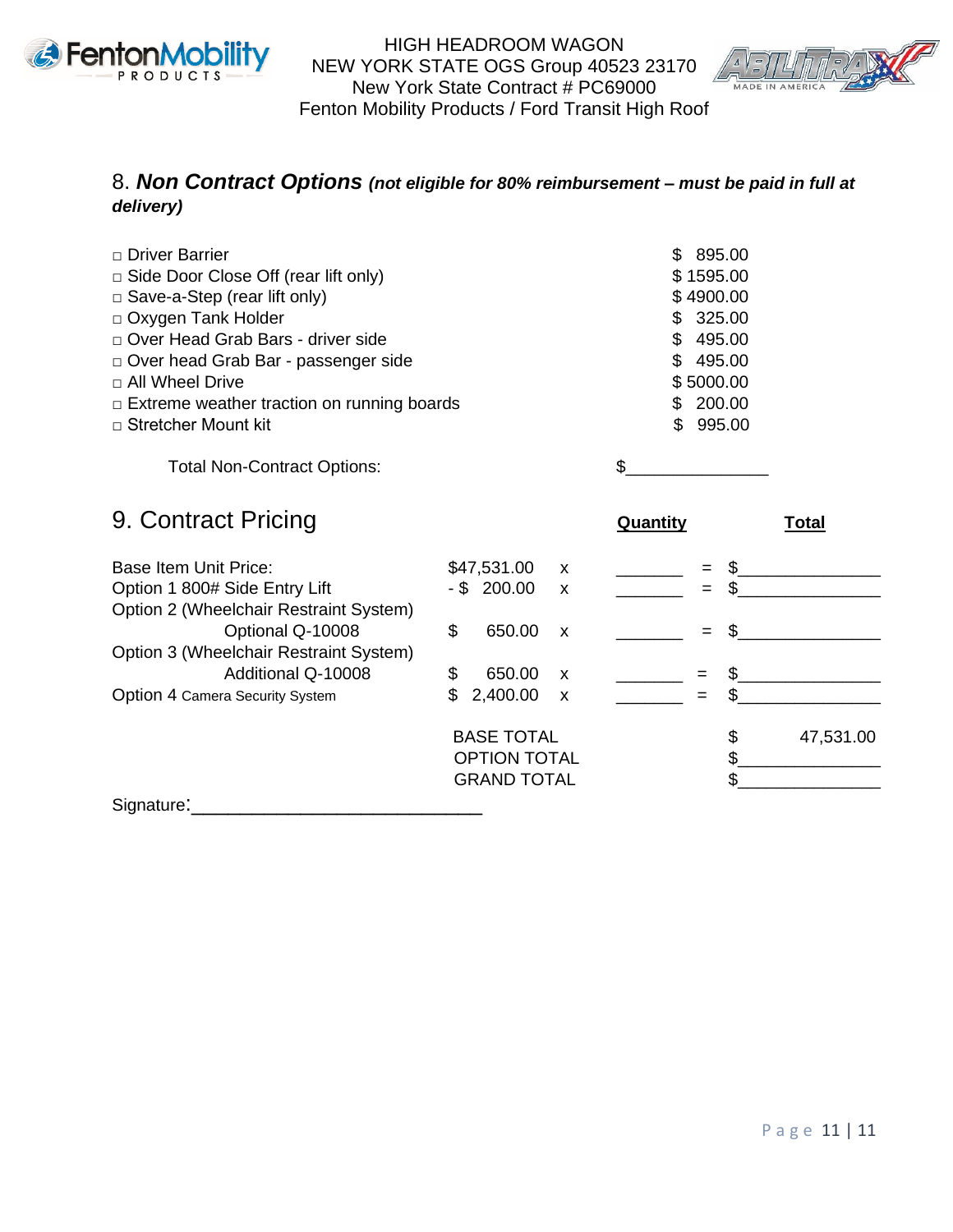HIGH HEADROOM WAGON
NEW YORK STATE OGS Group 40523 23170
New York State Contract # PC69000
Fenton Mobility Products / Ford Transit High Roof

## 8. ***Non Contract Options*** ***(not eligible for 80% reimbursement – must be paid in full at delivery)***

| | |
|---|---|
| □ Driver Barrier | $ 895.00 |
| □ Side Door Close Off (rear lift only) | $ 1595.00 |
| □ Save-a-Step (rear lift only) | $ 4900.00 |
| □ Oxygen Tank Holder | $ 325.00 |
| □ Over Head Grab Bars - driver side | $ 495.00 |
| □ Over head Grab Bar - passenger side | $ 495.00 |
| □ All Wheel Drive | $ 5000.00 |
| □ Extreme weather traction on running boards | $ 200.00 |
| □ Stretcher Mount kit | $ 995.00 |

Total Non-Contract Options: $______________

## 9. Contract Pricing

| | | | Quantity | | Total |
|---|---|---|---|---|---|
| Base Item Unit Price: | $47,531.00 | x | _______ | = | $______________ |
| Option 1 800# Side Entry Lift | - $ 200.00 | x | _______ | = | $______________ |
| Option 2 (Wheelchair Restraint System) Optional Q-10008 | $ 650.00 | x | _______ | = | $______________ |
| Option 3 (Wheelchair Restraint System) Additional Q-10008 | $ 650.00 | x | _______ | = | $______________ |
| Option 4 Camera Security System | $ 2,400.00 | x | _______ | = | $______________ |
| | BASE TOTAL | | | | $ 47,531.00 |
| | OPTION TOTAL | | | | $______________ |
| | GRAND TOTAL | | | | $______________ |

Signature:____________________________